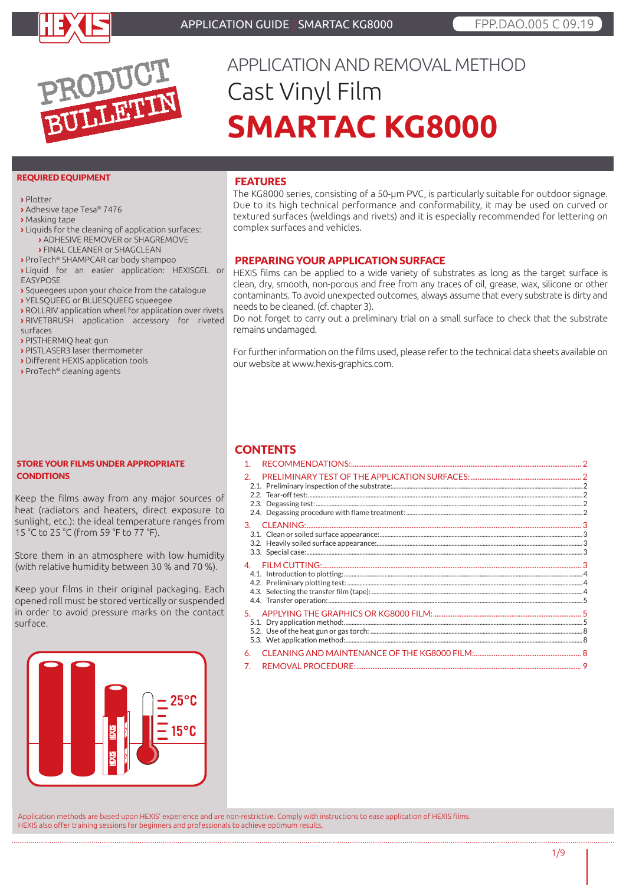# APPLICATION AND REMOVAL METHOD

## Cast Vinyl Film

# SMARTAC KG8000

### REQUIRED EQUIPMENT

- Plotter
- Adhesive tape Tesa® 7476
- Masking tape
- Liquids for the cleaning of application surfaces:
  - ADHESIVE REMOVER or SHAGREMOVE
  - FINAL CLEANER or SHAGCLEAN
- ProTech® SHAMPCAR car body shampoo
- Liquid for an easier application: HEXISGEL or EASYPOSE
- Squeegees upon your choice from the catalogue
- YELSQUEEG or BLUESQUEEG squeegee
- ROLLRIV application wheel for application over rivets
- RIVETBRUSH application accessory for riveted surfaces
- PISTHERMIQ heat gun
- PISTLASER3 laser thermometer
- Different HEXIS application tools
- ProTech® cleaning agents

### STORE YOUR FILMS UNDER APPROPRIATE CONDITIONS

Keep the films away from any major sources of heat (radiators and heaters, direct exposure to sunlight, etc.): the ideal temperature ranges from 15 °C to 25 °C (from 59 °F to 77 °F).

Store them in an atmosphere with low humidity (with relative humidity between 30 % and 70 %).

Keep your films in their original packaging. Each opened roll must be stored vertically or suspended in order to avoid pressure marks on the contact surface.

## FEATURES

The KG8000 series, consisting of a 50-µm PVC, is particularly suitable for outdoor signage. Due to its high technical performance and conformability, it may be used on curved or textured surfaces (weldings and rivets) and it is especially recommended for lettering on complex surfaces and vehicles.

## PREPARING YOUR APPLICATION SURFACE

HEXIS films can be applied to a wide variety of substrates as long as the target surface is clean, dry, smooth, non-porous and free from any traces of oil, grease, wax, silicone or other contaminants. To avoid unexpected outcomes, always assume that every substrate is dirty and needs to be cleaned. (cf. chapter 3).

Do not forget to carry out a preliminary trial on a small surface to check that the substrate remains undamaged.

For further information on the films used, please refer to the technical data sheets available on our website at www.hexis-graphics.com.

## CONTENTS

1. RECOMMENDATIONS: ... 2
2. PRELIMINARY TEST OF THE APPLICATION SURFACES: ... 2
   - 2.1. Preliminary inspection of the substrate: ... 2
   - 2.2. Tear-off test: ... 2
   - 2.3. Degassing test: ... 2
   - 2.4. Degassing procedure with flame treatment: ... 2
3. CLEANING: ... 3
   - 3.1. Clean or soiled surface appearance: ... 3
   - 3.2. Heavily soiled surface appearance: ... 3
   - 3.3. Special case: ... 3
4. FILM CUTTING: ... 3
   - 4.1. Introduction to plotting: ... 4
   - 4.2. Preliminary plotting test: ... 4
   - 4.3. Selecting the transfer film (tape): ... 4
   - 4.4. Transfer operation: ... 5
5. APPLYING THE GRAPHICS OR KG8000 FILM: ... 5
   - 5.1. Dry application method: ... 5
   - 5.2. Use of the heat gun or gas torch: ... 8
   - 5.3. Wet application method: ... 8
6. CLEANING AND MAINTENANCE OF THE KG8000 FILM: ... 8
7. REMOVAL PROCEDURE: ... 9

Application methods are based upon HEXIS' experience and are non-restrictive. Comply with instructions to ease application of HEXIS films.
HEXIS also offer training sessions for beginners and professionals to achieve optimum results.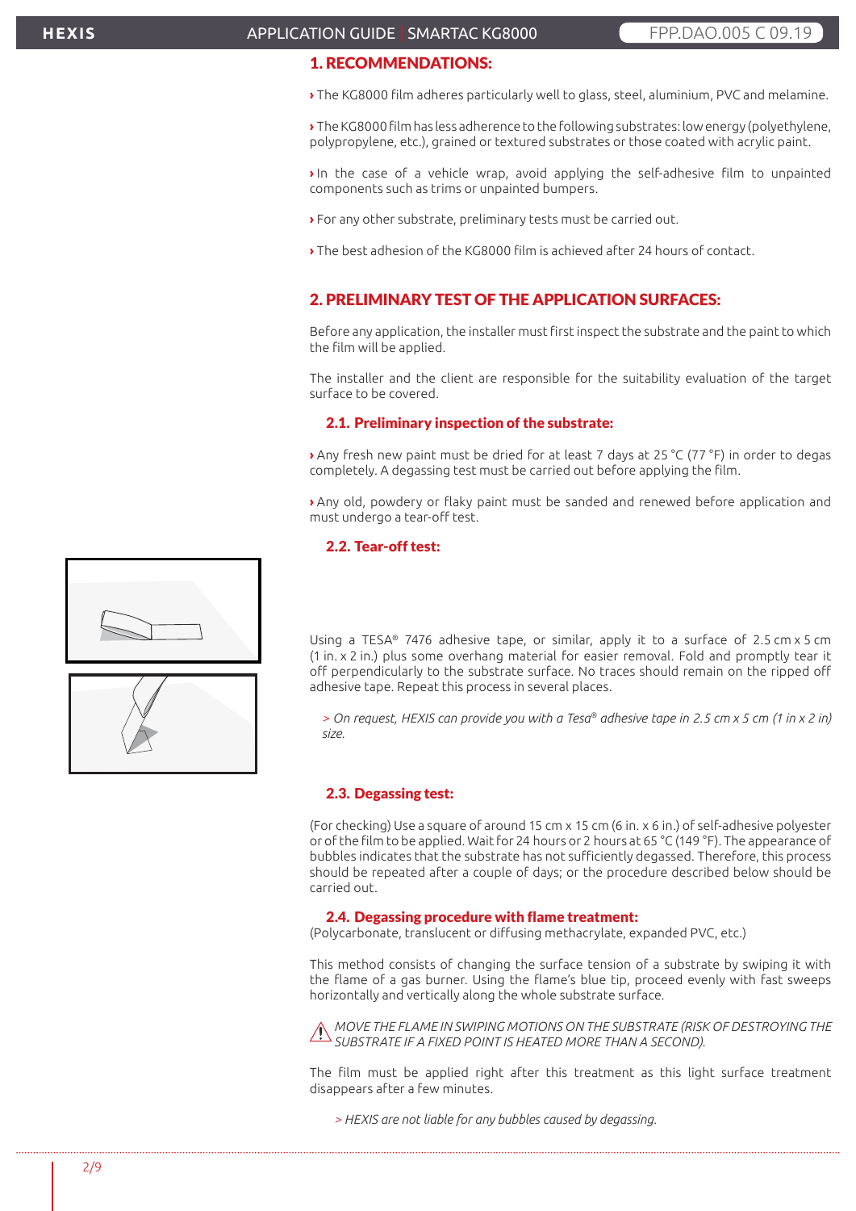## 1. RECOMMENDATIONS:

› The KG8000 film adheres particularly well to glass, steel, aluminium, PVC and melamine.

› The KG8000 film has less adherence to the following substrates: low energy (polyethylene, polypropylene, etc.), grained or textured substrates or those coated with acrylic paint.

› In the case of a vehicle wrap, avoid applying the self-adhesive film to unpainted components such as trims or unpainted bumpers.

› For any other substrate, preliminary tests must be carried out.

› The best adhesion of the KG8000 film is achieved after 24 hours of contact.

## 2. PRELIMINARY TEST OF THE APPLICATION SURFACES:

Before any application, the installer must first inspect the substrate and the paint to which the film will be applied.

The installer and the client are responsible for the suitability evaluation of the target surface to be covered.

### 2.1. Preliminary inspection of the substrate:

› Any fresh new paint must be dried for at least 7 days at 25 °C (77 °F) in order to degas completely. A degassing test must be carried out before applying the film.

› Any old, powdery or flaky paint must be sanded and renewed before application and must undergo a tear-off test.

### 2.2. Tear-off test:

Using a TESA® 7476 adhesive tape, or similar, apply it to a surface of 2.5 cm x 5 cm (1 in. x 2 in.) plus some overhang material for easier removal. Fold and promptly tear it off perpendicularly to the substrate surface. No traces should remain on the ripped off adhesive tape. Repeat this process in several places.

> *On request, HEXIS can provide you with a Tesa® adhesive tape in 2.5 cm x 5 cm (1 in x 2 in) size.*

### 2.3. Degassing test:

(For checking) Use a square of around 15 cm x 15 cm (6 in. x 6 in.) of self-adhesive polyester or of the film to be applied. Wait for 24 hours or 2 hours at 65 °C (149 °F). The appearance of bubbles indicates that the substrate has not sufficiently degassed. Therefore, this process should be repeated after a couple of days; or the procedure described below should be carried out.

### 2.4. Degassing procedure with flame treatment:

(Polycarbonate, translucent or diffusing methacrylate, expanded PVC, etc.)

This method consists of changing the surface tension of a substrate by swiping it with the flame of a gas burner. Using the flame's blue tip, proceed evenly with fast sweeps horizontally and vertically along the whole substrate surface.

⚠ *MOVE THE FLAME IN SWIPING MOTIONS ON THE SUBSTRATE (RISK OF DESTROYING THE SUBSTRATE IF A FIXED POINT IS HEATED MORE THAN A SECOND).*

The film must be applied right after this treatment as this light surface treatment disappears after a few minutes.

> *HEXIS are not liable for any bubbles caused by degassing.*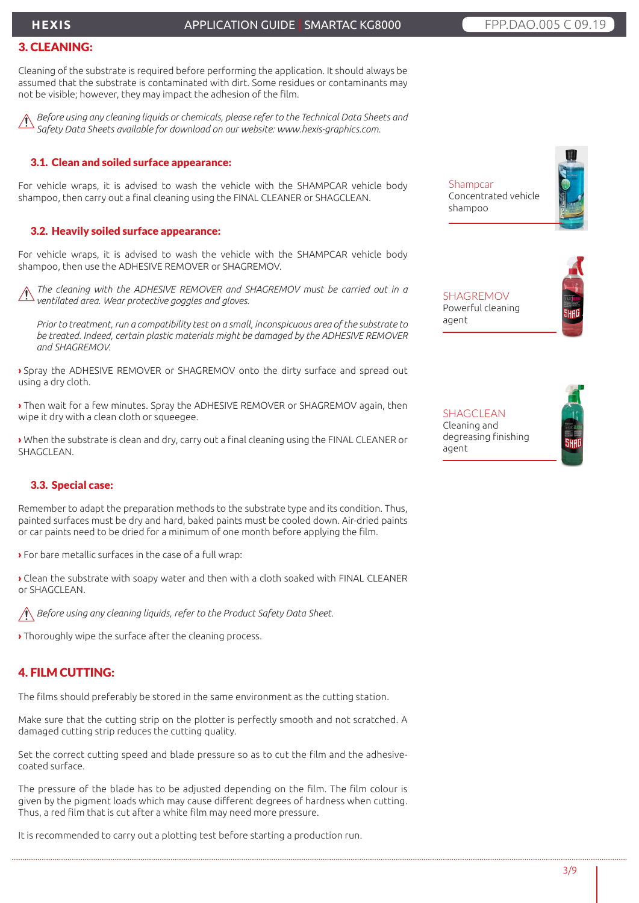## 3. CLEANING:

Cleaning of the substrate is required before performing the application. It should always be assumed that the substrate is contaminated with dirt. Some residues or contaminants may not be visible; however, they may impact the adhesion of the film.

⚠ *Before using any cleaning liquids or chemicals, please refer to the Technical Data Sheets and Safety Data Sheets available for download on our website: www.hexis-graphics.com.*

### 3.1. Clean and soiled surface appearance:

For vehicle wraps, it is advised to wash the vehicle with the SHAMPCAR vehicle body shampoo, then carry out a final cleaning using the FINAL CLEANER or SHAGCLEAN.

### 3.2. Heavily soiled surface appearance:

For vehicle wraps, it is advised to wash the vehicle with the SHAMPCAR vehicle body shampoo, then use the ADHESIVE REMOVER or SHAGREMOV.

⚠ *The cleaning with the ADHESIVE REMOVER and SHAGREMOV must be carried out in a ventilated area. Wear protective goggles and gloves.*

*Prior to treatment, run a compatibility test on a small, inconspicuous area of the substrate to be treated. Indeed, certain plastic materials might be damaged by the ADHESIVE REMOVER and SHAGREMOV.*

› Spray the ADHESIVE REMOVER or SHAGREMOV onto the dirty surface and spread out using a dry cloth.

› Then wait for a few minutes. Spray the ADHESIVE REMOVER or SHAGREMOV again, then wipe it dry with a clean cloth or squeegee.

› When the substrate is clean and dry, carry out a final cleaning using the FINAL CLEANER or SHAGCLEAN.

### 3.3. Special case:

Remember to adapt the preparation methods to the substrate type and its condition. Thus, painted surfaces must be dry and hard, baked paints must be cooled down. Air-dried paints or car paints need to be dried for a minimum of one month before applying the film.

› For bare metallic surfaces in the case of a full wrap:

› Clean the substrate with soapy water and then with a cloth soaked with FINAL CLEANER or SHAGCLEAN.

⚠ *Before using any cleaning liquids, refer to the Product Safety Data Sheet.*

› Thoroughly wipe the surface after the cleaning process.

Shampcar
Concentrated vehicle shampoo

SHAGREMOV
Powerful cleaning agent

SHAGCLEAN
Cleaning and degreasing finishing agent

## 4. FILM CUTTING:

The films should preferably be stored in the same environment as the cutting station.

Make sure that the cutting strip on the plotter is perfectly smooth and not scratched. A damaged cutting strip reduces the cutting quality.

Set the correct cutting speed and blade pressure so as to cut the film and the adhesive-coated surface.

The pressure of the blade has to be adjusted depending on the film. The film colour is given by the pigment loads which may cause different degrees of hardness when cutting. Thus, a red film that is cut after a white film may need more pressure.

It is recommended to carry out a plotting test before starting a production run.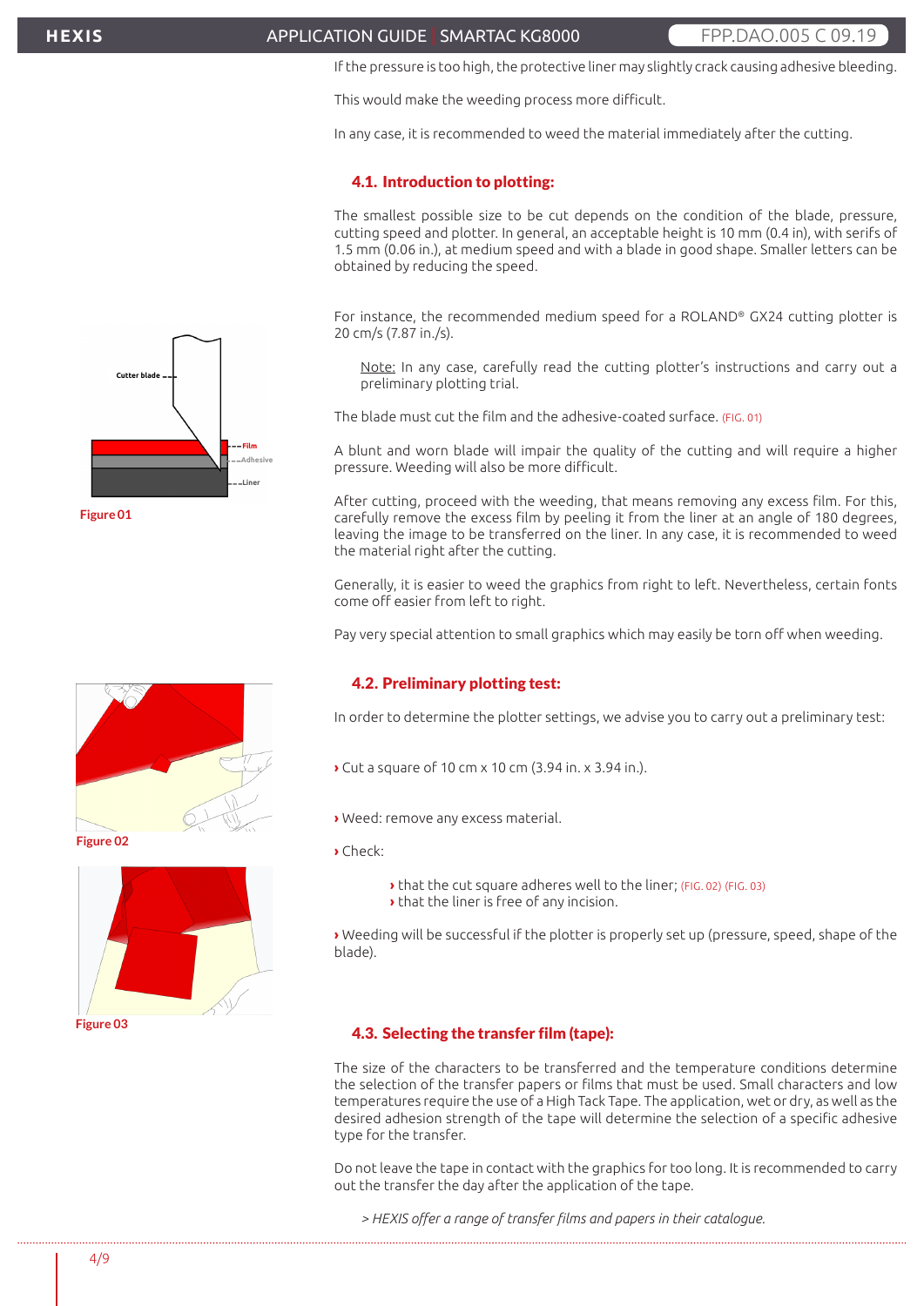If the pressure is too high, the protective liner may slightly crack causing adhesive bleeding.

This would make the weeding process more difficult.

In any case, it is recommended to weed the material immediately after the cutting.

### 4.1. Introduction to plotting:

The smallest possible size to be cut depends on the condition of the blade, pressure, cutting speed and plotter. In general, an acceptable height is 10 mm (0.4 in), with serifs of 1.5 mm (0.06 in.), at medium speed and with a blade in good shape. Smaller letters can be obtained by reducing the speed.

For instance, the recommended medium speed for a ROLAND® GX24 cutting plotter is 20 cm/s (7.87 in./s).

Note: In any case, carefully read the cutting plotter's instructions and carry out a preliminary plotting trial.

The blade must cut the film and the adhesive-coated surface. (FIG. 01)

Cutter blade — Film — Adhesive — Liner

Figure 01

A blunt and worn blade will impair the quality of the cutting and will require a higher pressure. Weeding will also be more difficult.

After cutting, proceed with the weeding, that means removing any excess film. For this, carefully remove the excess film by peeling it from the liner at an angle of 180 degrees, leaving the image to be transferred on the liner. In any case, it is recommended to weed the material right after the cutting.

Generally, it is easier to weed the graphics from right to left. Nevertheless, certain fonts come off easier from left to right.

Pay very special attention to small graphics which may easily be torn off when weeding.

### 4.2. Preliminary plotting test:

In order to determine the plotter settings, we advise you to carry out a preliminary test:

› Cut a square of 10 cm x 10 cm (3.94 in. x 3.94 in.).

› Weed: remove any excess material.

› Check:

- › that the cut square adheres well to the liner; (FIG. 02) (FIG. 03)
- › that the liner is free of any incision.

› Weeding will be successful if the plotter is properly set up (pressure, speed, shape of the blade).

Figure 02

Figure 03

### 4.3. Selecting the transfer film (tape):

The size of the characters to be transferred and the temperature conditions determine the selection of the transfer papers or films that must be used. Small characters and low temperatures require the use of a High Tack Tape. The application, wet or dry, as well as the desired adhesion strength of the tape will determine the selection of a specific adhesive type for the transfer.

Do not leave the tape in contact with the graphics for too long. It is recommended to carry out the transfer the day after the application of the tape.

*> HEXIS offer a range of transfer films and papers in their catalogue.*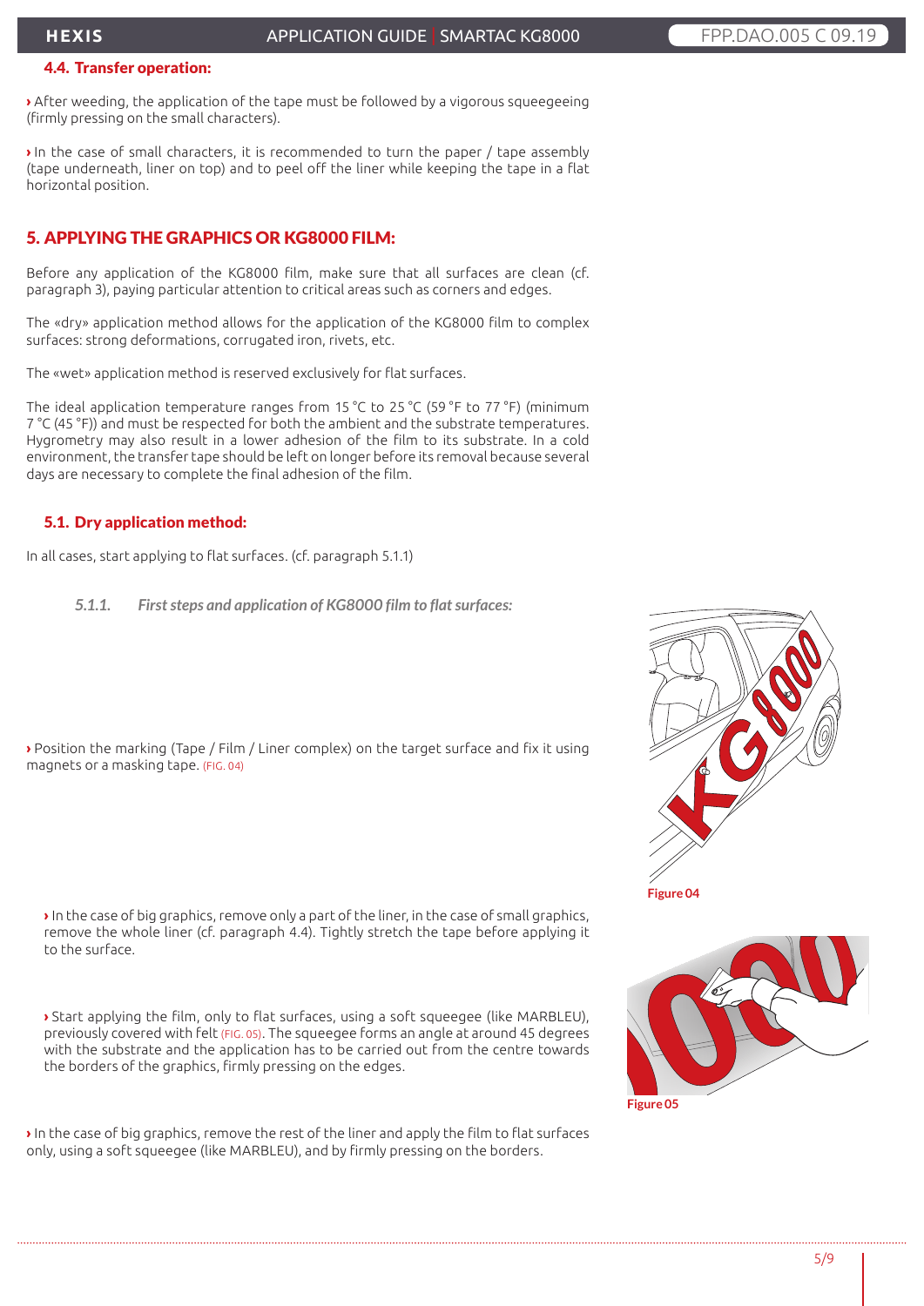### 4.4. Transfer operation:

› After weeding, the application of the tape must be followed by a vigorous squeegeeing (firmly pressing on the small characters).

› In the case of small characters, it is recommended to turn the paper / tape assembly (tape underneath, liner on top) and to peel off the liner while keeping the tape in a flat horizontal position.

## 5. APPLYING THE GRAPHICS OR KG8000 FILM:

Before any application of the KG8000 film, make sure that all surfaces are clean (cf. paragraph 3), paying particular attention to critical areas such as corners and edges.

The «dry» application method allows for the application of the KG8000 film to complex surfaces: strong deformations, corrugated iron, rivets, etc.

The «wet» application method is reserved exclusively for flat surfaces.

The ideal application temperature ranges from 15 °C to 25 °C (59 °F to 77 °F) (minimum 7 °C (45 °F)) and must be respected for both the ambient and the substrate temperatures. Hygrometry may also result in a lower adhesion of the film to its substrate. In a cold environment, the transfer tape should be left on longer before its removal because several days are necessary to complete the final adhesion of the film.

### 5.1. Dry application method:

In all cases, start applying to flat surfaces. (cf. paragraph 5.1.1)

#### *5.1.1. First steps and application of KG8000 film to flat surfaces:*

› Position the marking (Tape / Film / Liner complex) on the target surface and fix it using magnets or a masking tape. (FIG. 04)

Figure 04

› In the case of big graphics, remove only a part of the liner, in the case of small graphics, remove the whole liner (cf. paragraph 4.4). Tightly stretch the tape before applying it to the surface.

› Start applying the film, only to flat surfaces, using a soft squeegee (like MARBLEU), previously covered with felt (FIG. 05). The squeegee forms an angle at around 45 degrees with the substrate and the application has to be carried out from the centre towards the borders of the graphics, firmly pressing on the edges.

Figure 05

› In the case of big graphics, remove the rest of the liner and apply the film to flat surfaces only, using a soft squeegee (like MARBLEU), and by firmly pressing on the borders.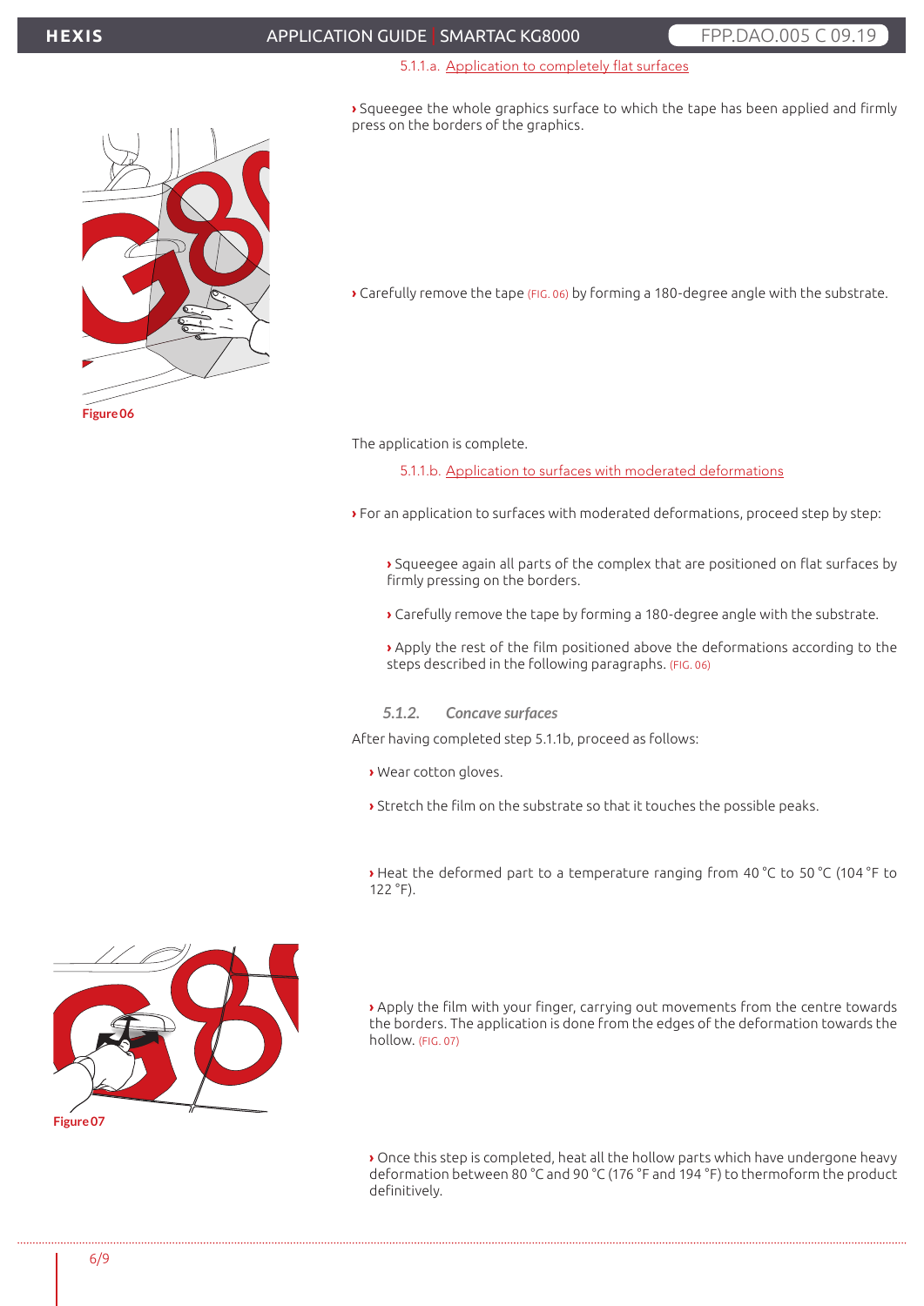5.1.1.a. Application to completely flat surfaces

› Squeegee the whole graphics surface to which the tape has been applied and firmly press on the borders of the graphics.

› Carefully remove the tape (FIG. 06) by forming a 180-degree angle with the substrate.

Figure 06

The application is complete.

5.1.1.b. Application to surfaces with moderated deformations

› For an application to surfaces with moderated deformations, proceed step by step:

› Squeegee again all parts of the complex that are positioned on flat surfaces by firmly pressing on the borders.

› Carefully remove the tape by forming a 180-degree angle with the substrate.

› Apply the rest of the film positioned above the deformations according to the steps described in the following paragraphs. (FIG. 06)

### *5.1.2. Concave surfaces*

After having completed step 5.1.1b, proceed as follows:

› Wear cotton gloves.

› Stretch the film on the substrate so that it touches the possible peaks.

› Heat the deformed part to a temperature ranging from 40 °C to 50 °C (104 °F to 122 °F).

› Apply the film with your finger, carrying out movements from the centre towards the borders. The application is done from the edges of the deformation towards the hollow. (FIG. 07)

Figure 07

› Once this step is completed, heat all the hollow parts which have undergone heavy deformation between 80 °C and 90 °C (176 °F and 194 °F) to thermoform the product definitively.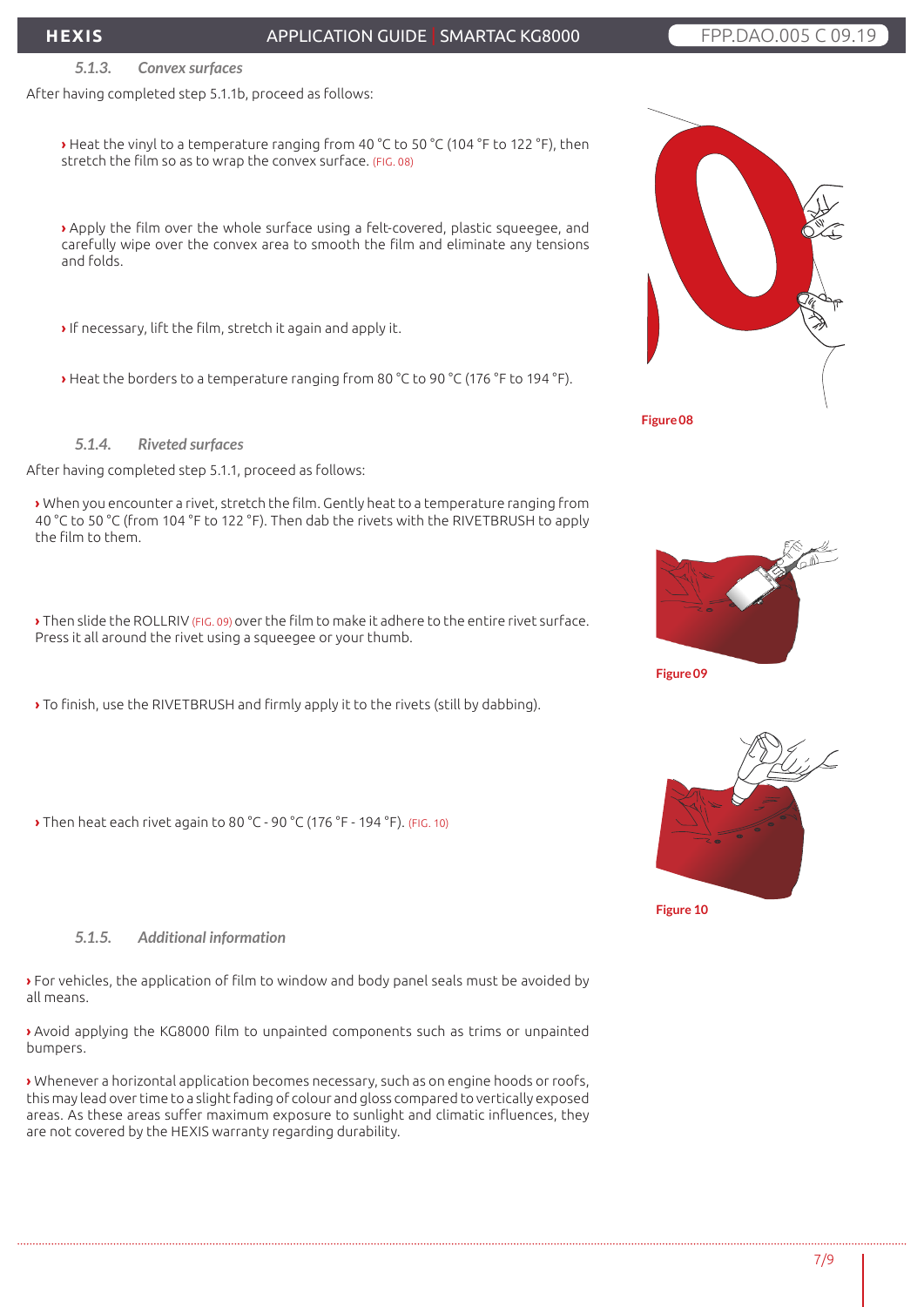### 5.1.3. *Convex surfaces*

After having completed step 5.1.1b, proceed as follows:

› Heat the vinyl to a temperature ranging from 40 °C to 50 °C (104 °F to 122 °F), then stretch the film so as to wrap the convex surface. (FIG. 08)

› Apply the film over the whole surface using a felt-covered, plastic squeegee, and carefully wipe over the convex area to smooth the film and eliminate any tensions and folds.

› If necessary, lift the film, stretch it again and apply it.

› Heat the borders to a temperature ranging from 80 °C to 90 °C (176 °F to 194 °F).

Figure 08

### 5.1.4. *Riveted surfaces*

After having completed step 5.1.1, proceed as follows:

› When you encounter a rivet, stretch the film. Gently heat to a temperature ranging from 40 °C to 50 °C (from 104 °F to 122 °F). Then dab the rivets with the RIVETBRUSH to apply the film to them.

› Then slide the ROLLRIV (FIG. 09) over the film to make it adhere to the entire rivet surface. Press it all around the rivet using a squeegee or your thumb.

Figure 09

› To finish, use the RIVETBRUSH and firmly apply it to the rivets (still by dabbing).

› Then heat each rivet again to 80 °C - 90 °C (176 °F - 194 °F). (FIG. 10)

Figure 10

### 5.1.5. *Additional information*

› For vehicles, the application of film to window and body panel seals must be avoided by all means.

› Avoid applying the KG8000 film to unpainted components such as trims or unpainted bumpers.

› Whenever a horizontal application becomes necessary, such as on engine hoods or roofs, this may lead over time to a slight fading of colour and gloss compared to vertically exposed areas. As these areas suffer maximum exposure to sunlight and climatic influences, they are not covered by the HEXIS warranty regarding durability.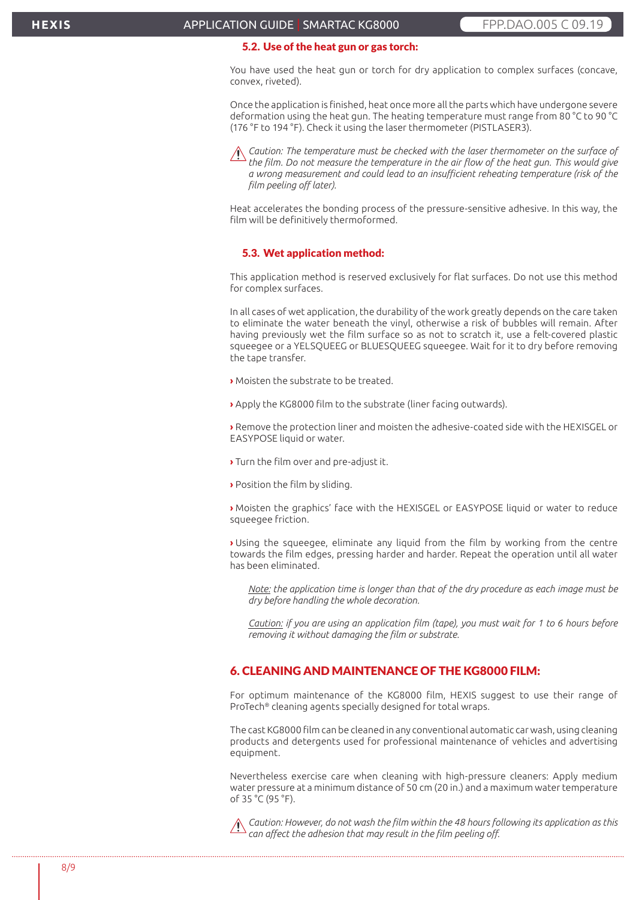### 5.2. Use of the heat gun or gas torch:

You have used the heat gun or torch for dry application to complex surfaces (concave, convex, riveted).

Once the application is finished, heat once more all the parts which have undergone severe deformation using the heat gun. The heating temperature must range from 80 °C to 90 °C (176 °F to 194 °F). Check it using the laser thermometer (PISTLASER3).

⚠ *Caution: The temperature must be checked with the laser thermometer on the surface of the film. Do not measure the temperature in the air flow of the heat gun. This would give a wrong measurement and could lead to an insufficient reheating temperature (risk of the film peeling off later).*

Heat accelerates the bonding process of the pressure-sensitive adhesive. In this way, the film will be definitively thermoformed.

### 5.3. Wet application method:

This application method is reserved exclusively for flat surfaces. Do not use this method for complex surfaces.

In all cases of wet application, the durability of the work greatly depends on the care taken to eliminate the water beneath the vinyl, otherwise a risk of bubbles will remain. After having previously wet the film surface so as not to scratch it, use a felt-covered plastic squeegee or a YELSQUEEG or BLUESQUEEG squeegee. Wait for it to dry before removing the tape transfer.

› Moisten the substrate to be treated.

› Apply the KG8000 film to the substrate (liner facing outwards).

› Remove the protection liner and moisten the adhesive-coated side with the HEXISGEL or EASYPOSE liquid or water.

› Turn the film over and pre-adjust it.

› Position the film by sliding.

› Moisten the graphics' face with the HEXISGEL or EASYPOSE liquid or water to reduce squeegee friction.

› Using the squeegee, eliminate any liquid from the film by working from the centre towards the film edges, pressing harder and harder. Repeat the operation until all water has been eliminated.

*Note: the application time is longer than that of the dry procedure as each image must be dry before handling the whole decoration.*

*Caution: if you are using an application film (tape), you must wait for 1 to 6 hours before removing it without damaging the film or substrate.*

## 6. CLEANING AND MAINTENANCE OF THE KG8000 FILM:

For optimum maintenance of the KG8000 film, HEXIS suggest to use their range of ProTech® cleaning agents specially designed for total wraps.

The cast KG8000 film can be cleaned in any conventional automatic car wash, using cleaning products and detergents used for professional maintenance of vehicles and advertising equipment.

Nevertheless exercise care when cleaning with high-pressure cleaners: Apply medium water pressure at a minimum distance of 50 cm (20 in.) and a maximum water temperature of 35 °C (95 °F).

⚠ *Caution: However, do not wash the film within the 48 hours following its application as this can affect the adhesion that may result in the film peeling off.*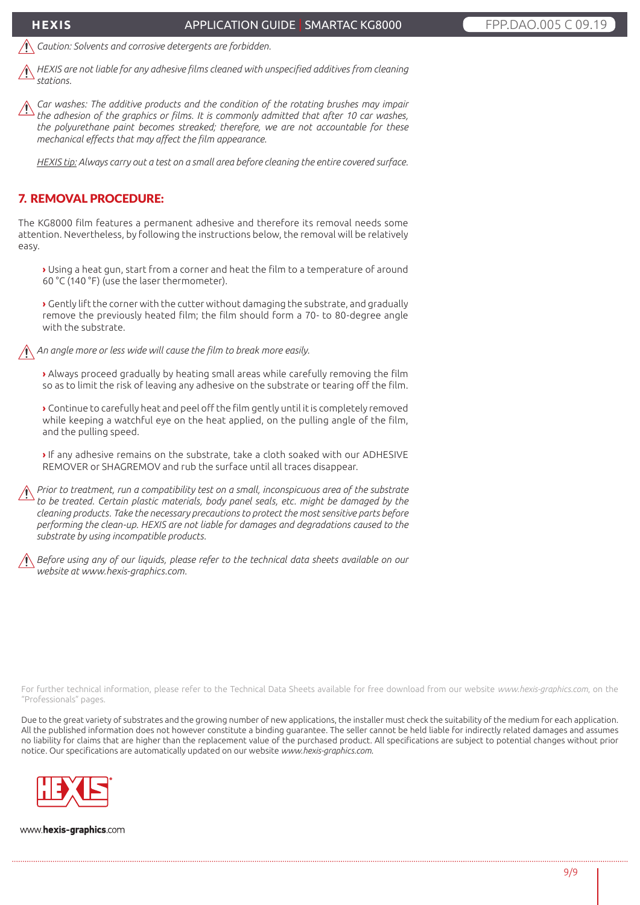⚠ *Caution: Solvents and corrosive detergents are forbidden.*

⚠ *HEXIS are not liable for any adhesive films cleaned with unspecified additives from cleaning stations.*

⚠ *Car washes: The additive products and the condition of the rotating brushes may impair the adhesion of the graphics or films. It is commonly admitted that after 10 car washes, the polyurethane paint becomes streaked; therefore, we are not accountable for these mechanical effects that may affect the film appearance.*

*HEXIS tip: Always carry out a test on a small area before cleaning the entire covered surface.*

## 7. REMOVAL PROCEDURE:

The KG8000 film features a permanent adhesive and therefore its removal needs some attention. Nevertheless, by following the instructions below, the removal will be relatively easy.

› Using a heat gun, start from a corner and heat the film to a temperature of around 60 °C (140 °F) (use the laser thermometer).

› Gently lift the corner with the cutter without damaging the substrate, and gradually remove the previously heated film; the film should form a 70- to 80-degree angle with the substrate.

⚠ *An angle more or less wide will cause the film to break more easily.*

› Always proceed gradually by heating small areas while carefully removing the film so as to limit the risk of leaving any adhesive on the substrate or tearing off the film.

› Continue to carefully heat and peel off the film gently until it is completely removed while keeping a watchful eye on the heat applied, on the pulling angle of the film, and the pulling speed.

› If any adhesive remains on the substrate, take a cloth soaked with our ADHESIVE REMOVER or SHAGREMOV and rub the surface until all traces disappear.

⚠ *Prior to treatment, run a compatibility test on a small, inconspicuous area of the substrate to be treated. Certain plastic materials, body panel seals, etc. might be damaged by the cleaning products. Take the necessary precautions to protect the most sensitive parts before performing the clean-up. HEXIS are not liable for damages and degradations caused to the substrate by using incompatible products.*

⚠ *Before using any of our liquids, please refer to the technical data sheets available on our website at www.hexis-graphics.com.*

For further technical information, please refer to the Technical Data Sheets available for free download from our website *www.hexis-graphics.com*, on the "Professionals" pages.

Due to the great variety of substrates and the growing number of new applications, the installer must check the suitability of the medium for each application. All the published information does not however constitute a binding guarantee. The seller cannot be held liable for indirectly related damages and assumes no liability for claims that are higher than the replacement value of the purchased product. All specifications are subject to potential changes without prior notice. Our specifications are automatically updated on our website *www.hexis-graphics.com*.

HEXIS®

www.**hexis-graphics**.com